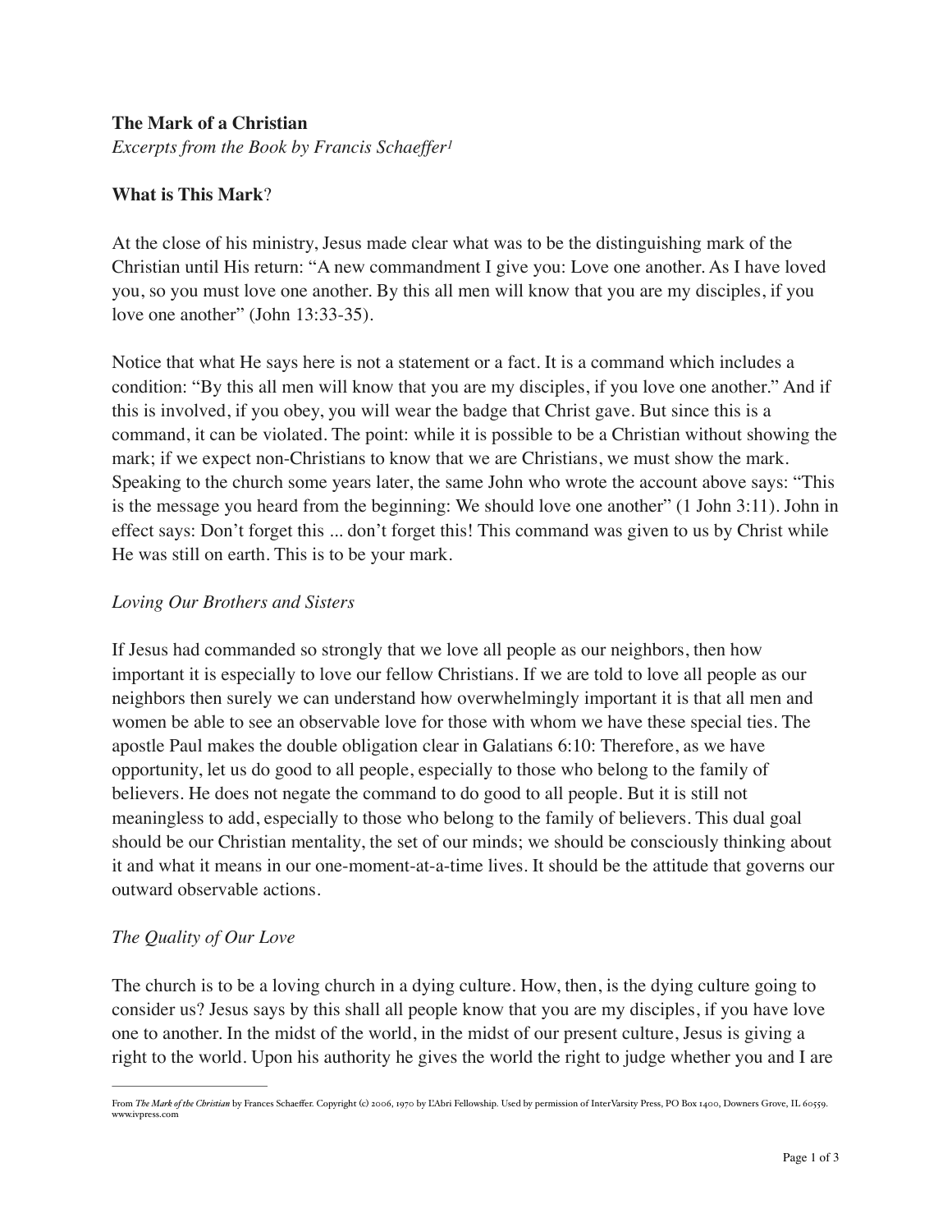**The Mark of a Christian**

*Excerpts from the Book by Francis Schaeffer*[1]

**What is This Mark**?

At the close of his ministry, Jesus made clear what was to be the distinguishing mark of the Christian until His return: "A new commandment I give you: Love one another. As I have loved you, so you must love one another. By this all men will know that you are my disciples, if you love one another" (John 13:33-35).

Notice that what He says here is not a statement or a fact. It is a command which includes a condition: "By this all men will know that you are my disciples, if you love one another." And if this is involved, if you obey, you will wear the badge that Christ gave. But since this is a command, it can be violated. The point: while it is possible to be a Christian without showing the mark; if we expect non-Christians to know that we are Christians, we must show the mark. Speaking to the church some years later, the same John who wrote the account above says: "This is the message you heard from the beginning: We should love one another" (1 John 3:11). John in effect says: Don't forget this ... don't forget this! This command was given to us by Christ while He was still on earth. This is to be your mark.

*Loving Our Brothers and Sisters*

If Jesus had commanded so strongly that we love all people as our neighbors, then how important it is especially to love our fellow Christians. If we are told to love all people as our neighbors then surely we can understand how overwhelmingly important it is that all men and women be able to see an observable love for those with whom we have these special ties. The apostle Paul makes the double obligation clear in Galatians 6:10: Therefore, as we have opportunity, let us do good to all people, especially to those who belong to the family of believers. He does not negate the command to do good to all people. But it is still not meaningless to add, especially to those who belong to the family of believers. This dual goal should be our Christian mentality, the set of our minds; we should be consciously thinking about it and what it means in our one-moment-at-a-time lives. It should be the attitude that governs our outward observable actions.

*The Quality of Our Love*

The church is to be a loving church in a dying culture. How, then, is the dying culture going to consider us? Jesus says by this shall all people know that you are my disciples, if you have love one to another. In the midst of the world, in the midst of our present culture, Jesus is giving a right to the world. Upon his authority he gives the world the right to judge whether you and I are

---

From *The Mark of the Christian* by Frances Schaeffer. Copyright (c) 2006, 1970 by L'Abri Fellowship. Used by permission of InterVarsity Press, PO Box 1400, Downers Grove, IL 60559. www.ivpress.com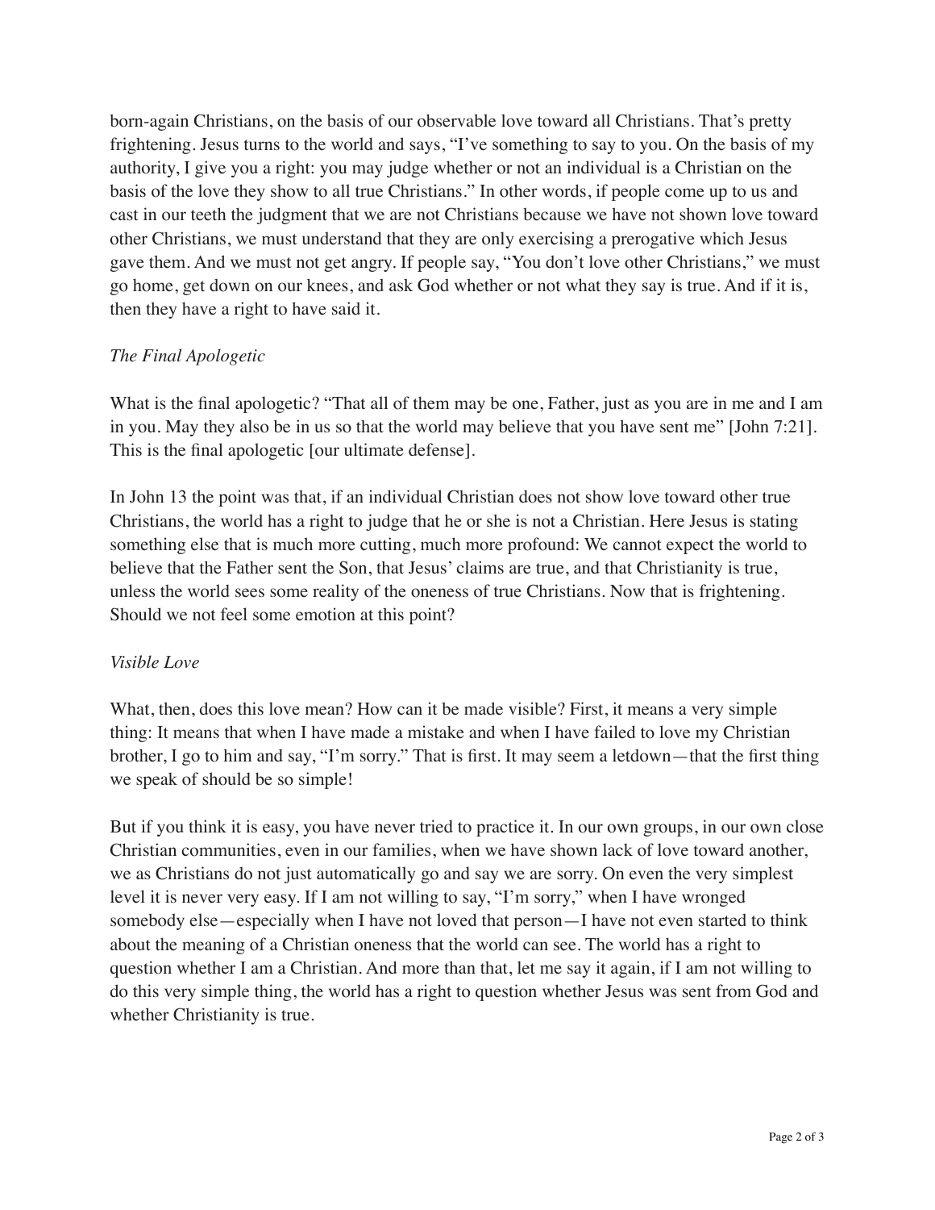born-again Christians, on the basis of our observable love toward all Christians. That's pretty frightening. Jesus turns to the world and says, "I've something to say to you. On the basis of my authority, I give you a right: you may judge whether or not an individual is a Christian on the basis of the love they show to all true Christians." In other words, if people come up to us and cast in our teeth the judgment that we are not Christians because we have not shown love toward other Christians, we must understand that they are only exercising a prerogative which Jesus gave them. And we must not get angry. If people say, "You don't love other Christians," we must go home, get down on our knees, and ask God whether or not what they say is true. And if it is, then they have a right to have said it.

*The Final Apologetic*

What is the final apologetic? "That all of them may be one, Father, just as you are in me and I am in you. May they also be in us so that the world may believe that you have sent me" [John 7:21]. This is the final apologetic [our ultimate defense].

In John 13 the point was that, if an individual Christian does not show love toward other true Christians, the world has a right to judge that he or she is not a Christian. Here Jesus is stating something else that is much more cutting, much more profound: We cannot expect the world to believe that the Father sent the Son, that Jesus' claims are true, and that Christianity is true, unless the world sees some reality of the oneness of true Christians. Now that is frightening. Should we not feel some emotion at this point?

*Visible Love*

What, then, does this love mean? How can it be made visible? First, it means a very simple thing: It means that when I have made a mistake and when I have failed to love my Christian brother, I go to him and say, "I'm sorry." That is first. It may seem a letdown—that the first thing we speak of should be so simple!

But if you think it is easy, you have never tried to practice it. In our own groups, in our own close Christian communities, even in our families, when we have shown lack of love toward another, we as Christians do not just automatically go and say we are sorry. On even the very simplest level it is never very easy. If I am not willing to say, "I'm sorry," when I have wronged somebody else—especially when I have not loved that person—I have not even started to think about the meaning of a Christian oneness that the world can see. The world has a right to question whether I am a Christian. And more than that, let me say it again, if I am not willing to do this very simple thing, the world has a right to question whether Jesus was sent from God and whether Christianity is true.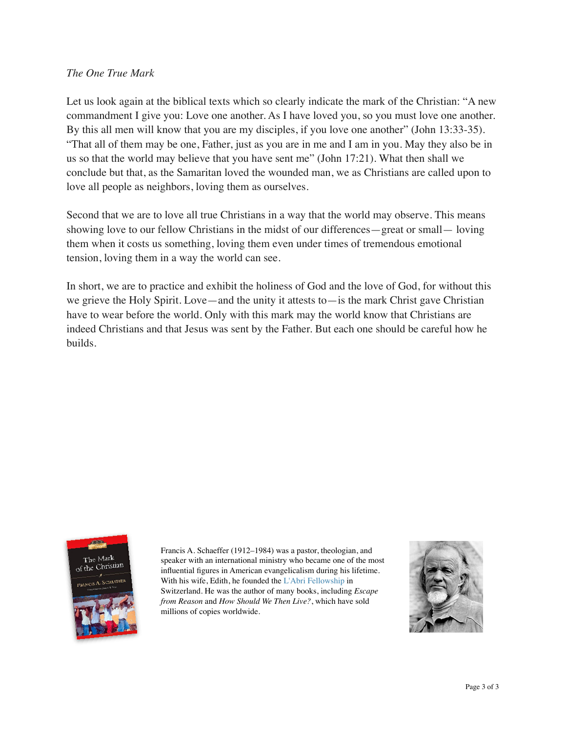*The One True Mark*

Let us look again at the biblical texts which so clearly indicate the mark of the Christian: "A new commandment I give you: Love one another. As I have loved you, so you must love one another. By this all men will know that you are my disciples, if you love one another" (John 13:33-35). "That all of them may be one, Father, just as you are in me and I am in you. May they also be in us so that the world may believe that you have sent me" (John 17:21). What then shall we conclude but that, as the Samaritan loved the wounded man, we as Christians are called upon to love all people as neighbors, loving them as ourselves.

Second that we are to love all true Christians in a way that the world may observe. This means showing love to our fellow Christians in the midst of our differences—great or small— loving them when it costs us something, loving them even under times of tremendous emotional tension, loving them in a way the world can see.

In short, we are to practice and exhibit the holiness of God and the love of God, for without this we grieve the Holy Spirit. Love—and the unity it attests to—is the mark Christ gave Christian have to wear before the world. Only with this mark may the world know that Christians are indeed Christians and that Jesus was sent by the Father. But each one should be careful how he builds.

Francis A. Schaeffer (1912–1984) was a pastor, theologian, and speaker with an international ministry who became one of the most influential figures in American evangelicalism during his lifetime. With his wife, Edith, he founded the L'Abri Fellowship in Switzerland. He was the author of many books, including *Escape from Reason* and *How Should We Then Live?*, which have sold millions of copies worldwide.